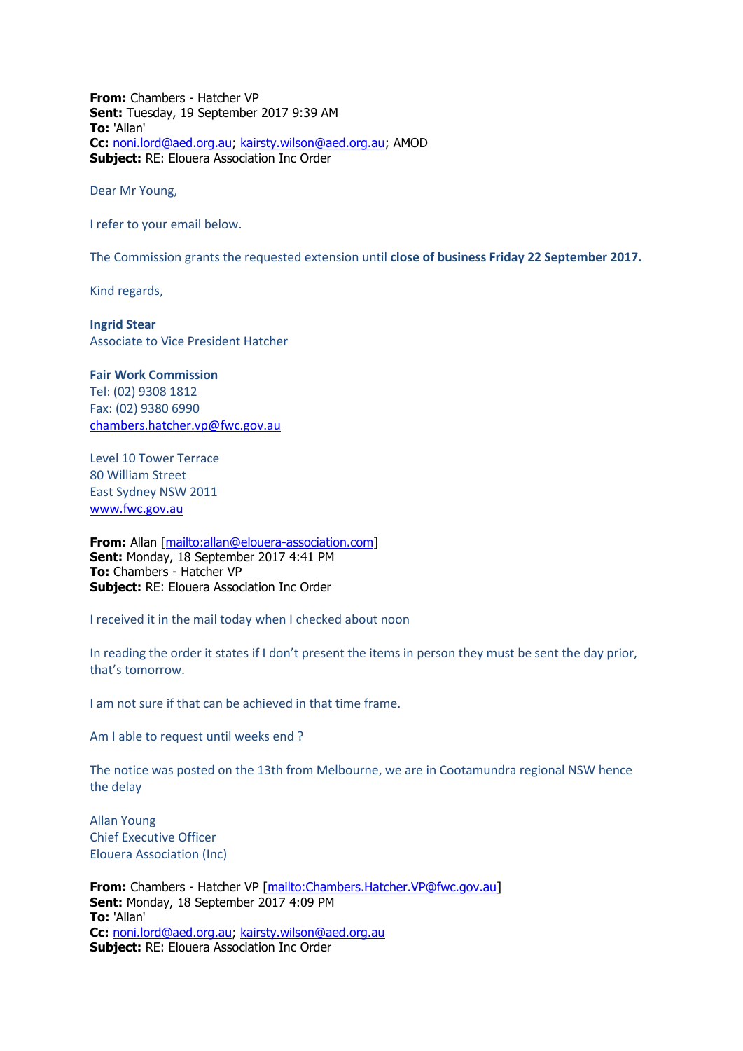**From:** Chambers - Hatcher VP
**Sent:** Tuesday, 19 September 2017 9:39 AM
**To:** 'Allan'
**Cc:** noni.lord@aed.org.au; kairsty.wilson@aed.org.au; AMOD
**Subject:** RE: Elouera Association Inc Order

Dear Mr Young,

I refer to your email below.

The Commission grants the requested extension until **close of business Friday 22 September 2017.**

Kind regards,

**Ingrid Stear**
Associate to Vice President Hatcher

**Fair Work Commission**
Tel: (02) 9308 1812
Fax: (02) 9380 6990
chambers.hatcher.vp@fwc.gov.au

Level 10 Tower Terrace
80 William Street
East Sydney NSW 2011
www.fwc.gov.au

**From:** Allan [mailto:allan@elouera-association.com]
**Sent:** Monday, 18 September 2017 4:41 PM
**To:** Chambers - Hatcher VP
**Subject:** RE: Elouera Association Inc Order

I received it in the mail today when I checked about noon

In reading the order it states if I don't present the items in person they must be sent the day prior, that's tomorrow.

I am not sure if that can be achieved in that time frame.

Am I able to request until weeks end ?

The notice was posted on the 13th from Melbourne, we are in Cootamundra regional NSW hence the delay

Allan Young
Chief Executive Officer
Elouera Association (Inc)

**From:** Chambers - Hatcher VP [mailto:Chambers.Hatcher.VP@fwc.gov.au]
**Sent:** Monday, 18 September 2017 4:09 PM
**To:** 'Allan'
**Cc:** noni.lord@aed.org.au; kairsty.wilson@aed.org.au
**Subject:** RE: Elouera Association Inc Order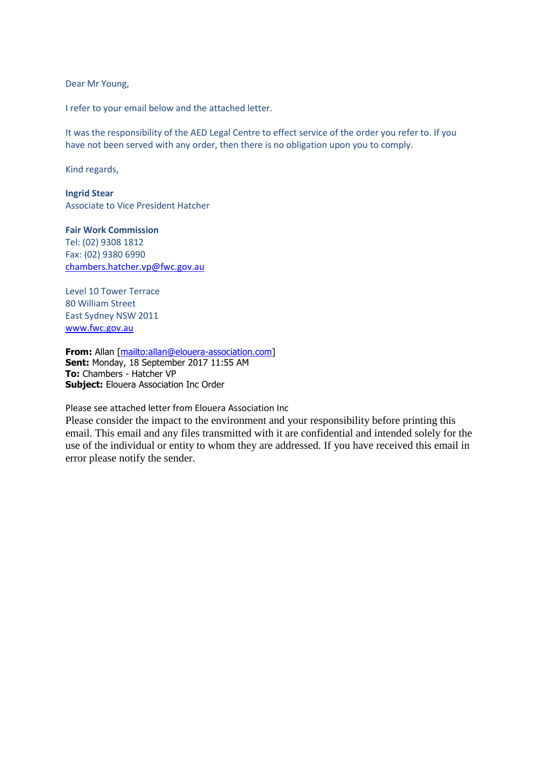Dear Mr Young,

I refer to your email below and the attached letter.

It was the responsibility of the AED Legal Centre to effect service of the order you refer to. If you have not been served with any order, then there is no obligation upon you to comply.

Kind regards,

**Ingrid Stear**
Associate to Vice President Hatcher

**Fair Work Commission**
Tel: (02) 9308 1812
Fax: (02) 9380 6990
chambers.hatcher.vp@fwc.gov.au

Level 10 Tower Terrace
80 William Street
East Sydney NSW 2011
www.fwc.gov.au

**From:** Allan [mailto:allan@elouera-association.com]
**Sent:** Monday, 18 September 2017 11:55 AM
**To:** Chambers - Hatcher VP
**Subject:** Elouera Association Inc Order

Please see attached letter from Elouera Association Inc
Please consider the impact to the environment and your responsibility before printing this email. This email and any files transmitted with it are confidential and intended solely for the use of the individual or entity to whom they are addressed. If you have received this email in error please notify the sender.